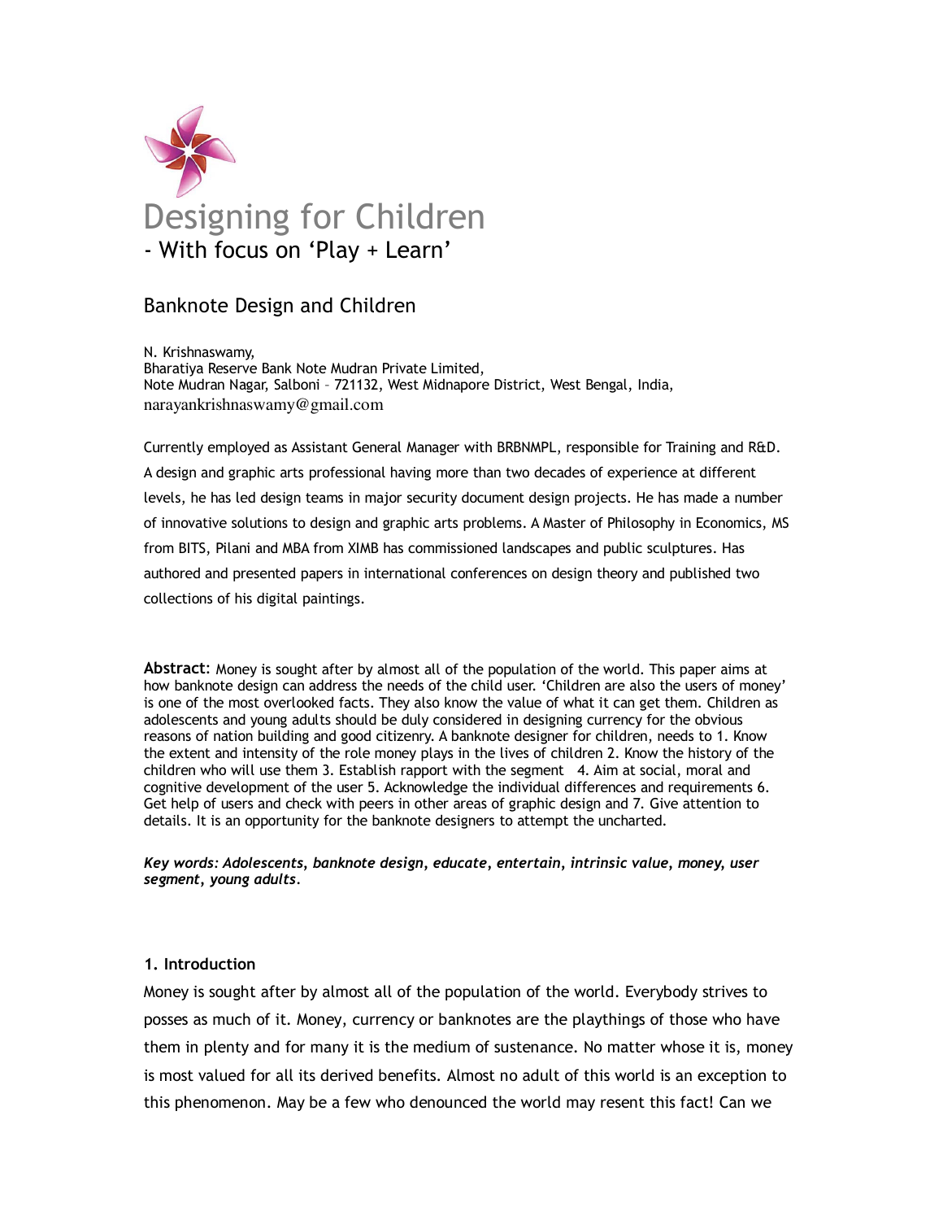# Designing for Children

## - With focus on 'Play + Learn'

## Banknote Design and Children

N. Krishnaswamy,
Bharatiya Reserve Bank Note Mudran Private Limited,
Note Mudran Nagar, Salboni – 721132, West Midnapore District, West Bengal, India,
narayankrishnaswamy@gmail.com

Currently employed as Assistant General Manager with BRBNMPL, responsible for Training and R&D. A design and graphic arts professional having more than two decades of experience at different levels, he has led design teams in major security document design projects. He has made a number of innovative solutions to design and graphic arts problems. A Master of Philosophy in Economics, MS from BITS, Pilani and MBA from XIMB has commissioned landscapes and public sculptures. Has authored and presented papers in international conferences on design theory and published two collections of his digital paintings.

**Abstract**: Money is sought after by almost all of the population of the world. This paper aims at how banknote design can address the needs of the child user. 'Children are also the users of money' is one of the most overlooked facts. They also know the value of what it can get them. Children as adolescents and young adults should be duly considered in designing currency for the obvious reasons of nation building and good citizenry. A banknote designer for children, needs to 1. Know the extent and intensity of the role money plays in the lives of children 2. Know the history of the children who will use them 3. Establish rapport with the segment 4. Aim at social, moral and cognitive development of the user 5. Acknowledge the individual differences and requirements 6. Get help of users and check with peers in other areas of graphic design and 7. Give attention to details. It is an opportunity for the banknote designers to attempt the uncharted.

***Key words: Adolescents, banknote design, educate, entertain, intrinsic value, money, user segment, young adults.***

### 1. Introduction

Money is sought after by almost all of the population of the world. Everybody strives to posses as much of it. Money, currency or banknotes are the playthings of those who have them in plenty and for many it is the medium of sustenance. No matter whose it is, money is most valued for all its derived benefits. Almost no adult of this world is an exception to this phenomenon. May be a few who denounced the world may resent this fact! Can we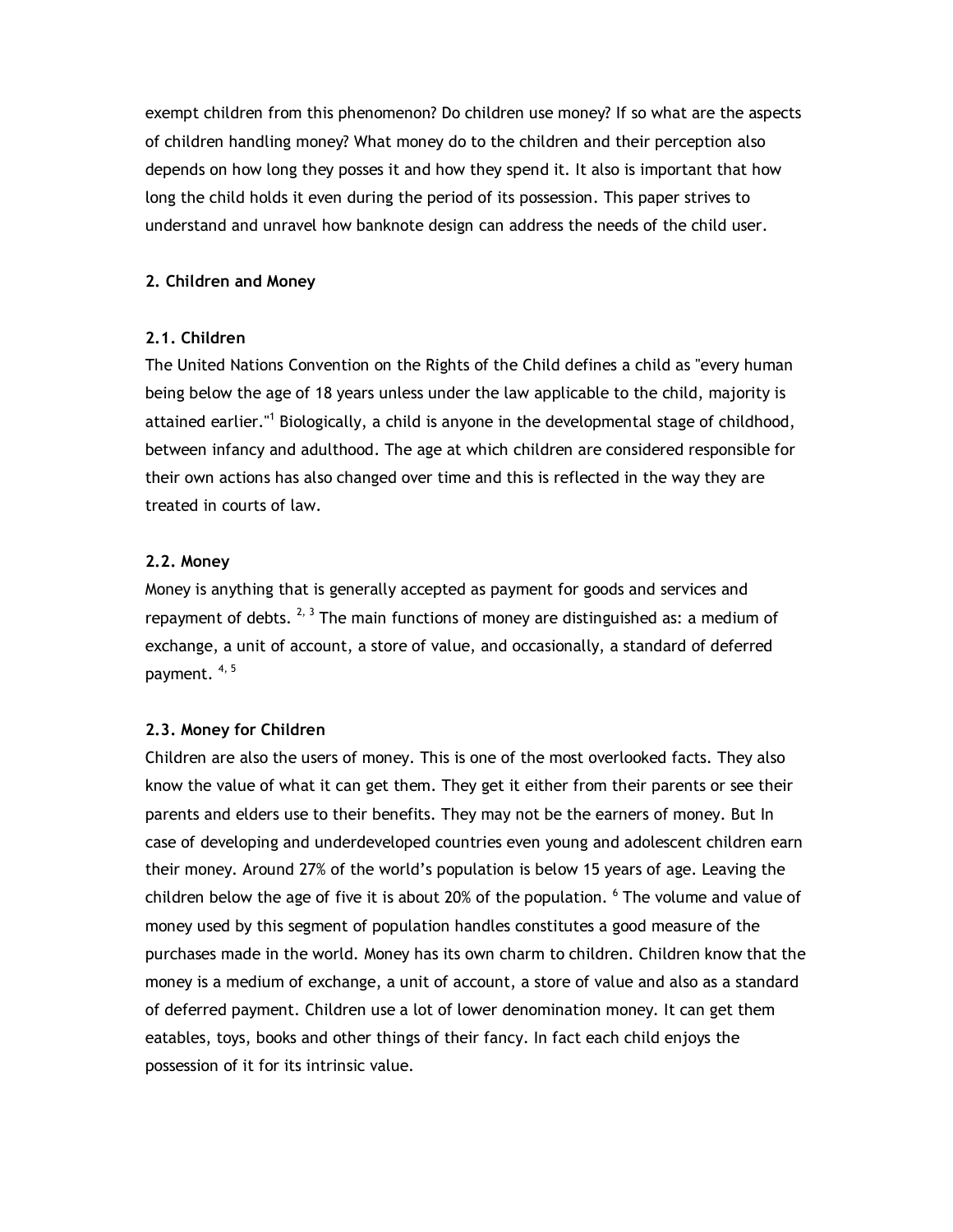exempt children from this phenomenon? Do children use money? If so what are the aspects of children handling money? What money do to the children and their perception also depends on how long they posses it and how they spend it. It also is important that how long the child holds it even during the period of its possession. This paper strives to understand and unravel how banknote design can address the needs of the child user.

## 2. Children and Money

### 2.1. Children

The United Nations Convention on the Rights of the Child defines a child as "every human being below the age of 18 years unless under the law applicable to the child, majority is attained earlier."[1] Biologically, a child is anyone in the developmental stage of childhood, between infancy and adulthood. The age at which children are considered responsible for their own actions has also changed over time and this is reflected in the way they are treated in courts of law.

### 2.2. Money

Money is anything that is generally accepted as payment for goods and services and repayment of debts. [2, 3] The main functions of money are distinguished as: a medium of exchange, a unit of account, a store of value, and occasionally, a standard of deferred payment. [4, 5]

### 2.3. Money for Children

Children are also the users of money. This is one of the most overlooked facts. They also know the value of what it can get them. They get it either from their parents or see their parents and elders use to their benefits. They may not be the earners of money. But In case of developing and underdeveloped countries even young and adolescent children earn their money. Around 27% of the world's population is below 15 years of age. Leaving the children below the age of five it is about 20% of the population. [6] The volume and value of money used by this segment of population handles constitutes a good measure of the purchases made in the world. Money has its own charm to children. Children know that the money is a medium of exchange, a unit of account, a store of value and also as a standard of deferred payment. Children use a lot of lower denomination money. It can get them eatables, toys, books and other things of their fancy. In fact each child enjoys the possession of it for its intrinsic value.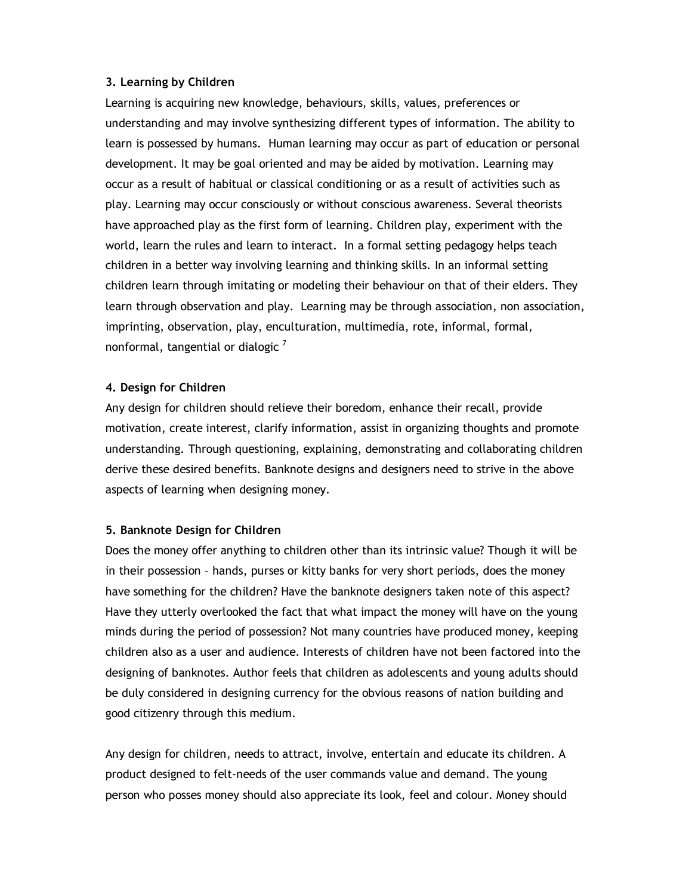**3. Learning by Children**

Learning is acquiring new knowledge, behaviours, skills, values, preferences or understanding and may involve synthesizing different types of information. The ability to learn is possessed by humans. Human learning may occur as part of education or personal development. It may be goal oriented and may be aided by motivation. Learning may occur as a result of habitual or classical conditioning or as a result of activities such as play. Learning may occur consciously or without conscious awareness. Several theorists have approached play as the first form of learning. Children play, experiment with the world, learn the rules and learn to interact. In a formal setting pedagogy helps teach children in a better way involving learning and thinking skills. In an informal setting children learn through imitating or modeling their behaviour on that of their elders. They learn through observation and play. Learning may be through association, non association, imprinting, observation, play, enculturation, multimedia, rote, informal, formal, nonformal, tangential or dialogic [7]

**4. Design for Children**

Any design for children should relieve their boredom, enhance their recall, provide motivation, create interest, clarify information, assist in organizing thoughts and promote understanding. Through questioning, explaining, demonstrating and collaborating children derive these desired benefits. Banknote designs and designers need to strive in the above aspects of learning when designing money.

**5. Banknote Design for Children**

Does the money offer anything to children other than its intrinsic value? Though it will be in their possession – hands, purses or kitty banks for very short periods, does the money have something for the children? Have the banknote designers taken note of this aspect? Have they utterly overlooked the fact that what impact the money will have on the young minds during the period of possession? Not many countries have produced money, keeping children also as a user and audience. Interests of children have not been factored into the designing of banknotes. Author feels that children as adolescents and young adults should be duly considered in designing currency for the obvious reasons of nation building and good citizenry through this medium.

Any design for children, needs to attract, involve, entertain and educate its children. A product designed to felt-needs of the user commands value and demand. The young person who posses money should also appreciate its look, feel and colour. Money should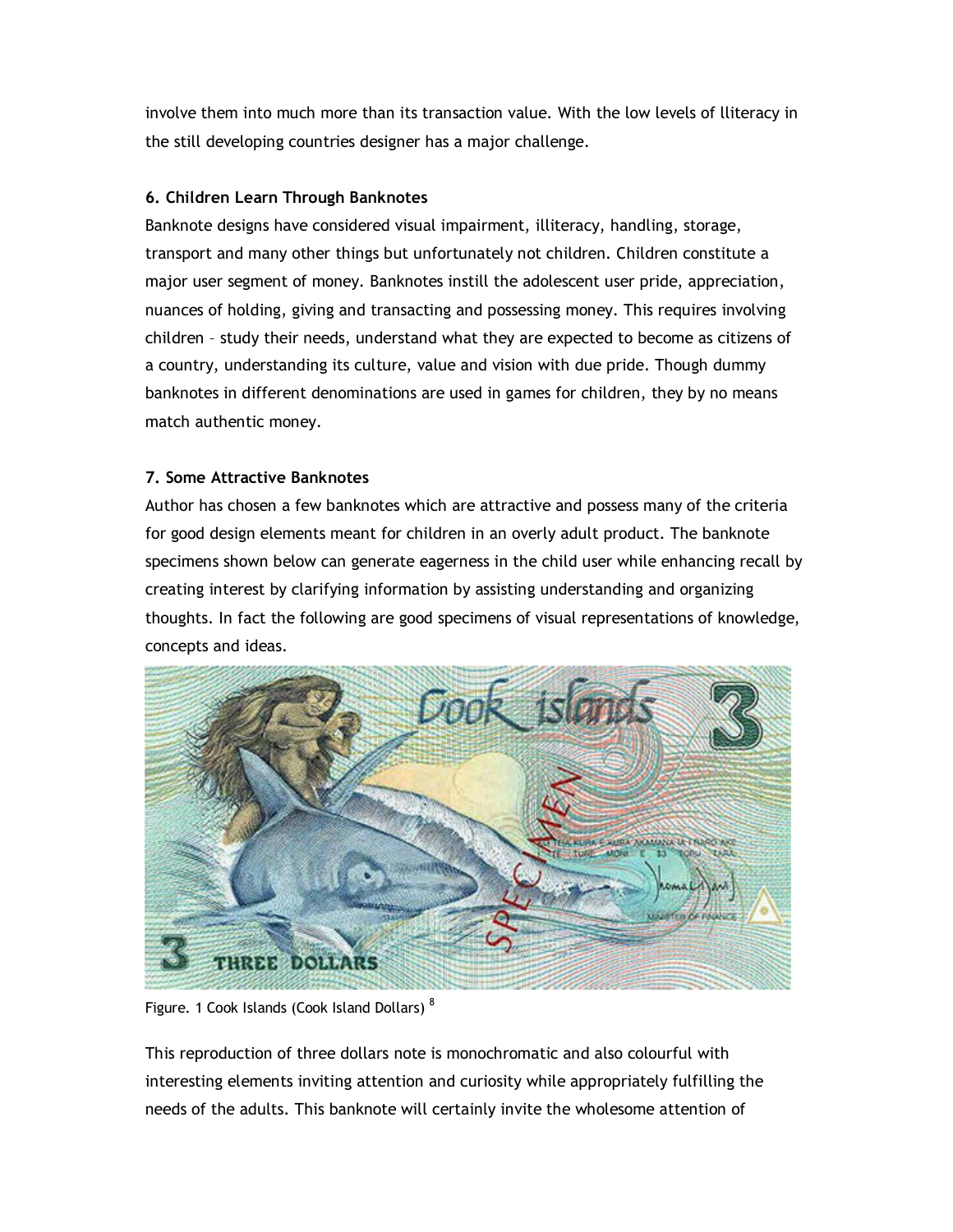involve them into much more than its transaction value. With the low levels of lliteracy in the still developing countries designer has a major challenge.

**6. Children Learn Through Banknotes**

Banknote designs have considered visual impairment, illiteracy, handling, storage, transport and many other things but unfortunately not children. Children constitute a major user segment of money. Banknotes instill the adolescent user pride, appreciation, nuances of holding, giving and transacting and possessing money. This requires involving children – study their needs, understand what they are expected to become as citizens of a country, understanding its culture, value and vision with due pride. Though dummy banknotes in different denominations are used in games for children, they by no means match authentic money.

**7. Some Attractive Banknotes**

Author has chosen a few banknotes which are attractive and possess many of the criteria for good design elements meant for children in an overly adult product. The banknote specimens shown below can generate eagerness in the child user while enhancing recall by creating interest by clarifying information by assisting understanding and organizing thoughts. In fact the following are good specimens of visual representations of knowledge, concepts and ideas.

Figure. 1 Cook Islands (Cook Island Dollars) [8]

This reproduction of three dollars note is monochromatic and also colourful with interesting elements inviting attention and curiosity while appropriately fulfilling the needs of the adults. This banknote will certainly invite the wholesome attention of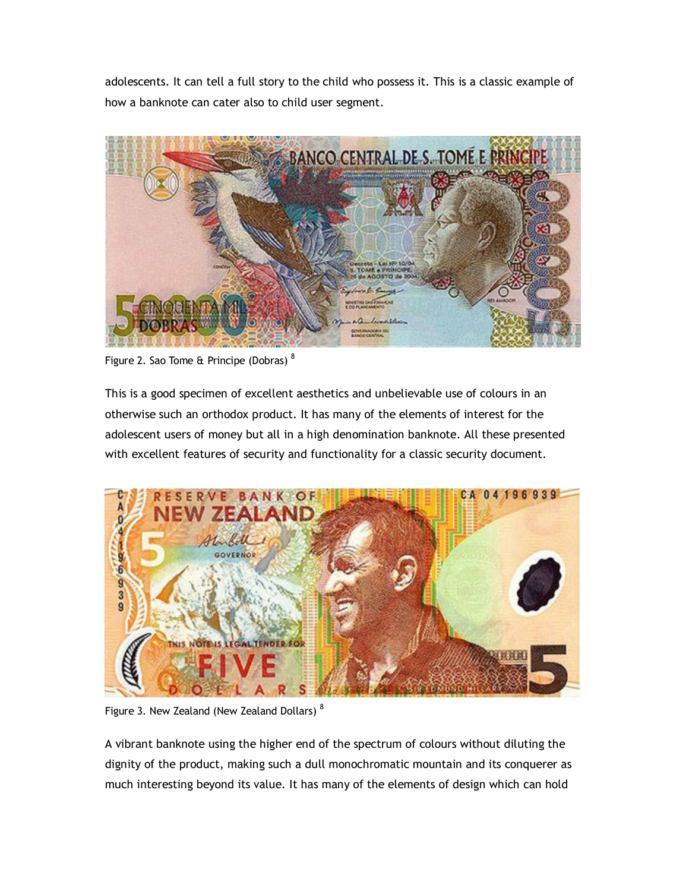adolescents. It can tell a full story to the child who possess it. This is a classic example of how a banknote can cater also to child user segment.

Figure 2. Sao Tome & Principe (Dobras) [8]

This is a good specimen of excellent aesthetics and unbelievable use of colours in an otherwise such an orthodox product. It has many of the elements of interest for the adolescent users of money but all in a high denomination banknote. All these presented with excellent features of security and functionality for a classic security document.

Figure 3. New Zealand (New Zealand Dollars) [8]

A vibrant banknote using the higher end of the spectrum of colours without diluting the dignity of the product, making such a dull monochromatic mountain and its conquerer as much interesting beyond its value. It has many of the elements of design which can hold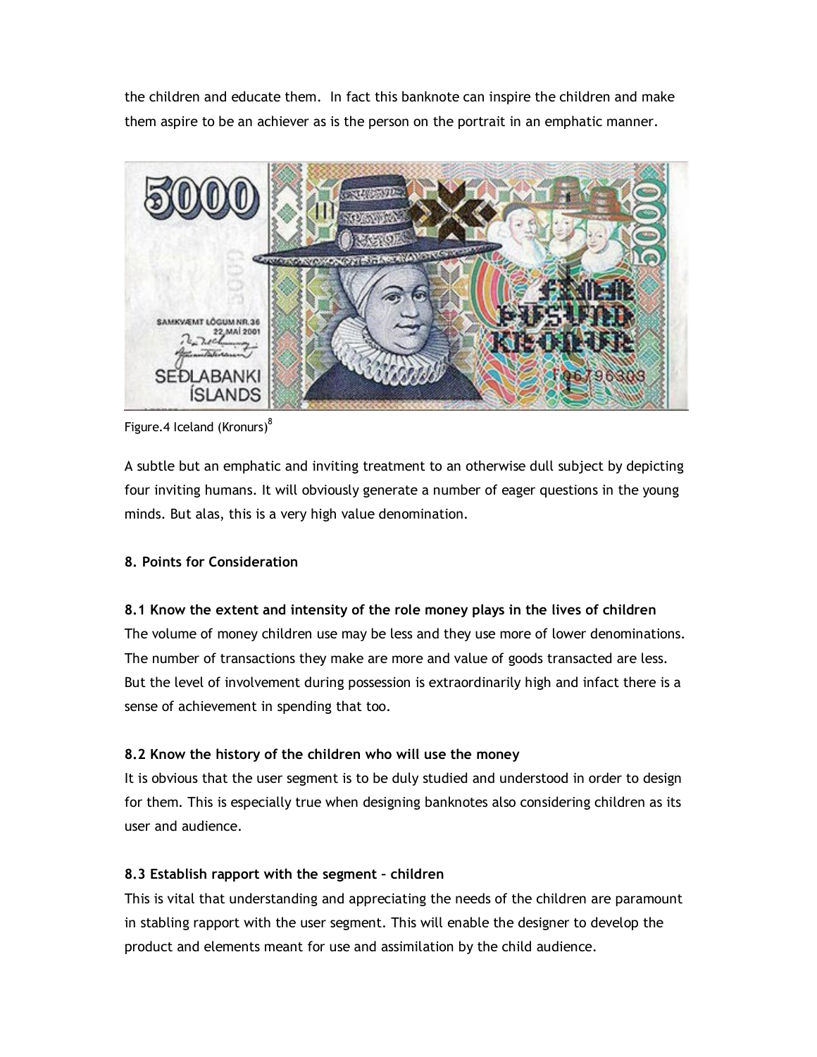the children and educate them. In fact this banknote can inspire the children and make them aspire to be an achiever as is the person on the portrait in an emphatic manner.

Figure.4 Iceland (Kronurs)[8]

A subtle but an emphatic and inviting treatment to an otherwise dull subject by depicting four inviting humans. It will obviously generate a number of eager questions in the young minds. But alas, this is a very high value denomination.

**8. Points for Consideration**

**8.1 Know the extent and intensity of the role money plays in the lives of children**

The volume of money children use may be less and they use more of lower denominations. The number of transactions they make are more and value of goods transacted are less. But the level of involvement during possession is extraordinarily high and infact there is a sense of achievement in spending that too.

**8.2 Know the history of the children who will use the money**

It is obvious that the user segment is to be duly studied and understood in order to design for them. This is especially true when designing banknotes also considering children as its user and audience.

**8.3 Establish rapport with the segment – children**

This is vital that understanding and appreciating the needs of the children are paramount in stabling rapport with the user segment. This will enable the designer to develop the product and elements meant for use and assimilation by the child audience.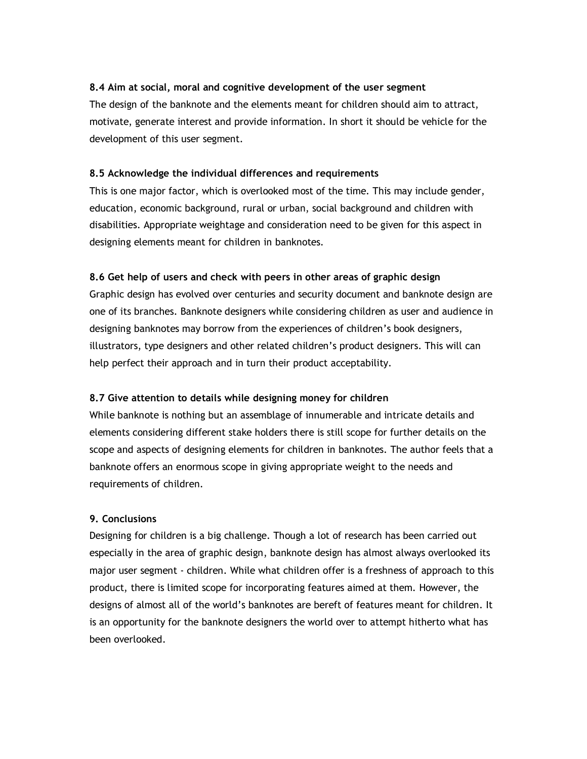### 8.4 Aim at social, moral and cognitive development of the user segment

The design of the banknote and the elements meant for children should aim to attract, motivate, generate interest and provide information. In short it should be vehicle for the development of this user segment.

### 8.5 Acknowledge the individual differences and requirements

This is one major factor, which is overlooked most of the time. This may include gender, education, economic background, rural or urban, social background and children with disabilities. Appropriate weightage and consideration need to be given for this aspect in designing elements meant for children in banknotes.

### 8.6 Get help of users and check with peers in other areas of graphic design

Graphic design has evolved over centuries and security document and banknote design are one of its branches. Banknote designers while considering children as user and audience in designing banknotes may borrow from the experiences of children's book designers, illustrators, type designers and other related children's product designers. This will can help perfect their approach and in turn their product acceptability.

### 8.7 Give attention to details while designing money for children

While banknote is nothing but an assemblage of innumerable and intricate details and elements considering different stake holders there is still scope for further details on the scope and aspects of designing elements for children in banknotes. The author feels that a banknote offers an enormous scope in giving appropriate weight to the needs and requirements of children.

## 9. Conclusions

Designing for children is a big challenge. Though a lot of research has been carried out especially in the area of graphic design, banknote design has almost always overlooked its major user segment - children. While what children offer is a freshness of approach to this product, there is limited scope for incorporating features aimed at them. However, the designs of almost all of the world's banknotes are bereft of features meant for children. It is an opportunity for the banknote designers the world over to attempt hitherto what has been overlooked.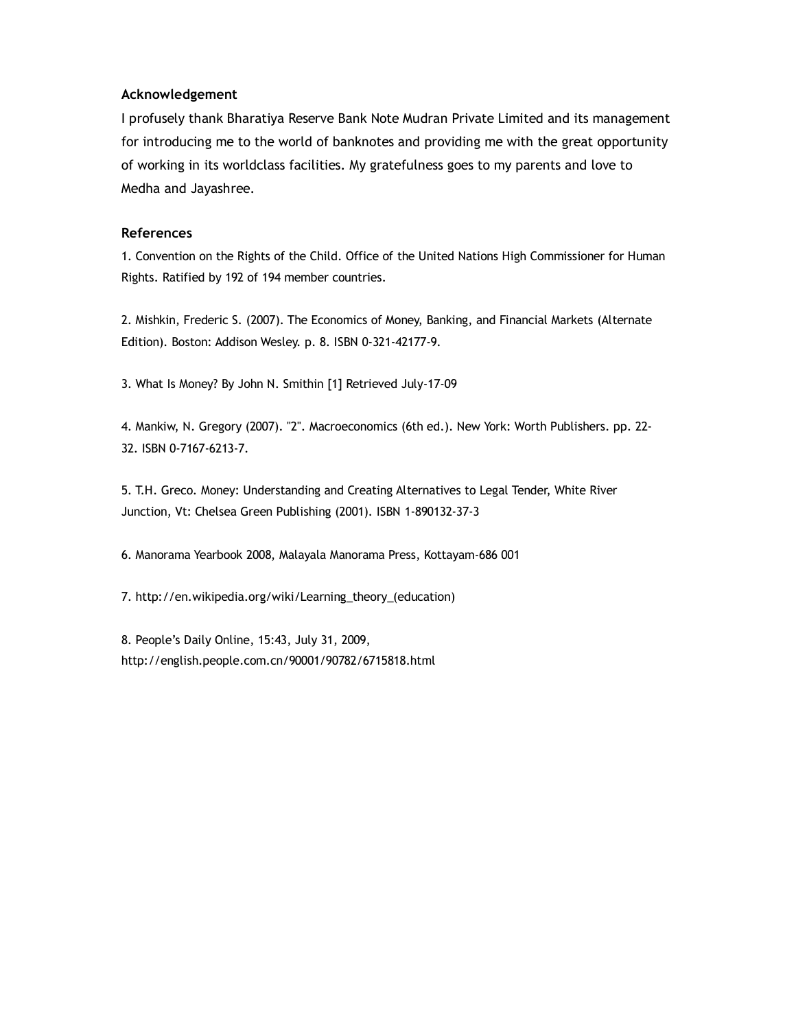**Acknowledgement**

I profusely thank Bharatiya Reserve Bank Note Mudran Private Limited and its management for introducing me to the world of banknotes and providing me with the great opportunity of working in its worldclass facilities. My gratefulness goes to my parents and love to Medha and Jayashree.

**References**

1. Convention on the Rights of the Child. Office of the United Nations High Commissioner for Human Rights. Ratified by 192 of 194 member countries.

2. Mishkin, Frederic S. (2007). The Economics of Money, Banking, and Financial Markets (Alternate Edition). Boston: Addison Wesley. p. 8. ISBN 0-321-42177-9.

3. What Is Money? By John N. Smithin [1] Retrieved July-17-09

4. Mankiw, N. Gregory (2007). "2". Macroeconomics (6th ed.). New York: Worth Publishers. pp. 22-32. ISBN 0-7167-6213-7.

5. T.H. Greco. Money: Understanding and Creating Alternatives to Legal Tender, White River Junction, Vt: Chelsea Green Publishing (2001). ISBN 1-890132-37-3

6. Manorama Yearbook 2008, Malayala Manorama Press, Kottayam-686 001

7. http://en.wikipedia.org/wiki/Learning_theory_(education)

8. People's Daily Online, 15:43, July 31, 2009, http://english.people.com.cn/90001/90782/6715818.html